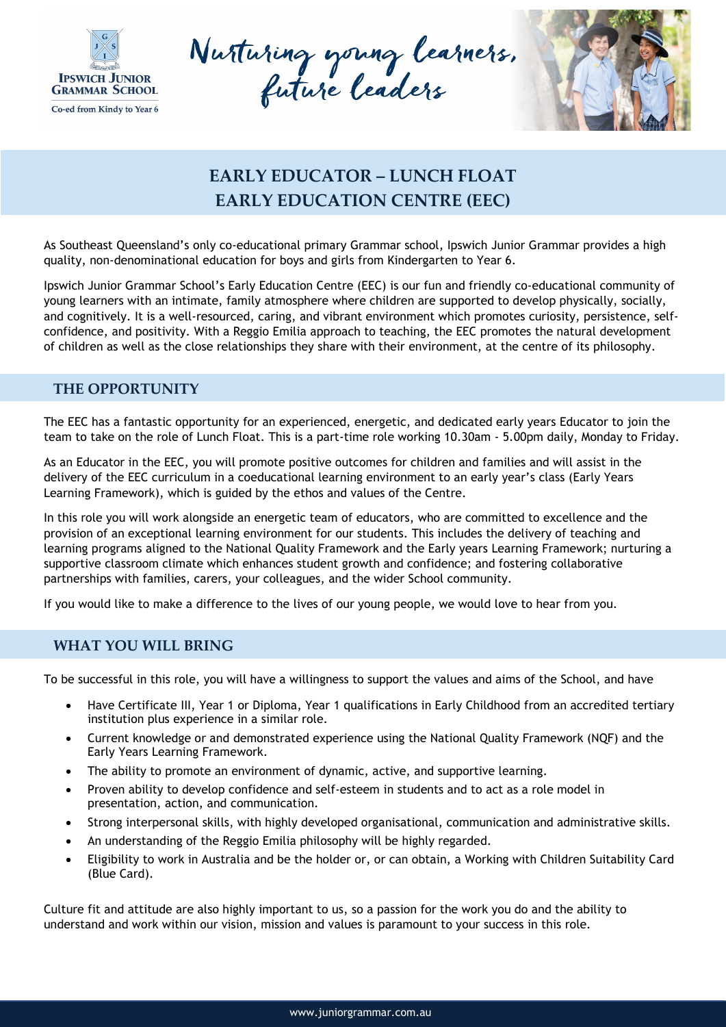Nurturing young learners, future leaders

# EARLY EDUCATOR – LUNCH FLOAT
# EARLY EDUCATION CENTRE (EEC)

As Southeast Queensland's only co-educational primary Grammar school, Ipswich Junior Grammar provides a high quality, non-denominational education for boys and girls from Kindergarten to Year 6.

Ipswich Junior Grammar School's Early Education Centre (EEC) is our fun and friendly co-educational community of young learners with an intimate, family atmosphere where children are supported to develop physically, socially, and cognitively. It is a well-resourced, caring, and vibrant environment which promotes curiosity, persistence, self-confidence, and positivity. With a Reggio Emilia approach to teaching, the EEC promotes the natural development of children as well as the close relationships they share with their environment, at the centre of its philosophy.

## THE OPPORTUNITY

The EEC has a fantastic opportunity for an experienced, energetic, and dedicated early years Educator to join the team to take on the role of Lunch Float. This is a part-time role working 10.30am - 5.00pm daily, Monday to Friday.

As an Educator in the EEC, you will promote positive outcomes for children and families and will assist in the delivery of the EEC curriculum in a coeducational learning environment to an early year's class (Early Years Learning Framework), which is guided by the ethos and values of the Centre.

In this role you will work alongside an energetic team of educators, who are committed to excellence and the provision of an exceptional learning environment for our students. This includes the delivery of teaching and learning programs aligned to the National Quality Framework and the Early years Learning Framework; nurturing a supportive classroom climate which enhances student growth and confidence; and fostering collaborative partnerships with families, carers, your colleagues, and the wider School community.

If you would like to make a difference to the lives of our young people, we would love to hear from you.

## WHAT YOU WILL BRING

To be successful in this role, you will have a willingness to support the values and aims of the School, and have

- Have Certificate III, Year 1 or Diploma, Year 1 qualifications in Early Childhood from an accredited tertiary institution plus experience in a similar role.
- Current knowledge or and demonstrated experience using the National Quality Framework (NQF) and the Early Years Learning Framework.
- The ability to promote an environment of dynamic, active, and supportive learning.
- Proven ability to develop confidence and self-esteem in students and to act as a role model in presentation, action, and communication.
- Strong interpersonal skills, with highly developed organisational, communication and administrative skills.
- An understanding of the Reggio Emilia philosophy will be highly regarded.
- Eligibility to work in Australia and be the holder or, or can obtain, a Working with Children Suitability Card (Blue Card).

Culture fit and attitude are also highly important to us, so a passion for the work you do and the ability to understand and work within our vision, mission and values is paramount to your success in this role.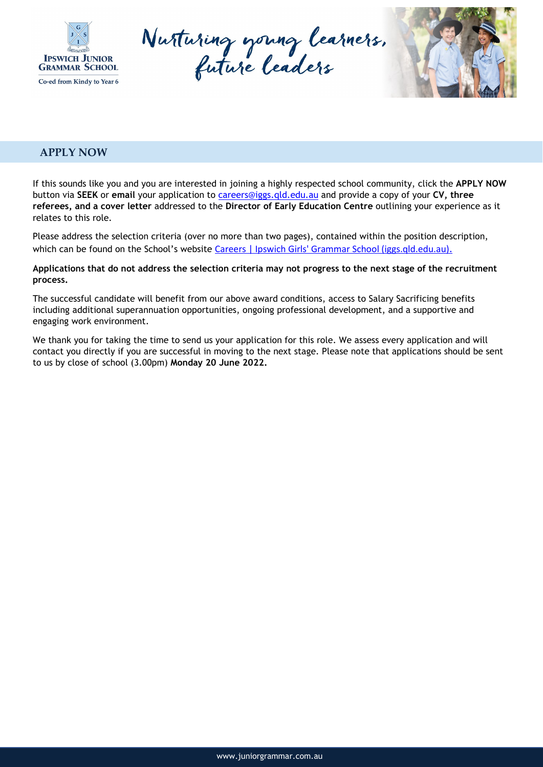## APPLY NOW

If this sounds like you and you are interested in joining a highly respected school community, click the **APPLY NOW** button via **SEEK** or **email** your application to careers@iggs.qld.edu.au and provide a copy of your **CV, three referees, and a cover letter** addressed to the **Director of Early Education Centre** outlining your experience as it relates to this role.

Please address the selection criteria (over no more than two pages), contained within the position description, which can be found on the School's website [Careers | Ipswich Girls' Grammar School (iggs.qld.edu.au).](iggs.qld.edu.au)

**Applications that do not address the selection criteria may not progress to the next stage of the recruitment process.**

The successful candidate will benefit from our above award conditions, access to Salary Sacrificing benefits including additional superannuation opportunities, ongoing professional development, and a supportive and engaging work environment.

We thank you for taking the time to send us your application for this role. We assess every application and will contact you directly if you are successful in moving to the next stage. Please note that applications should be sent to us by close of school (3.00pm) **Monday 20 June 2022.**